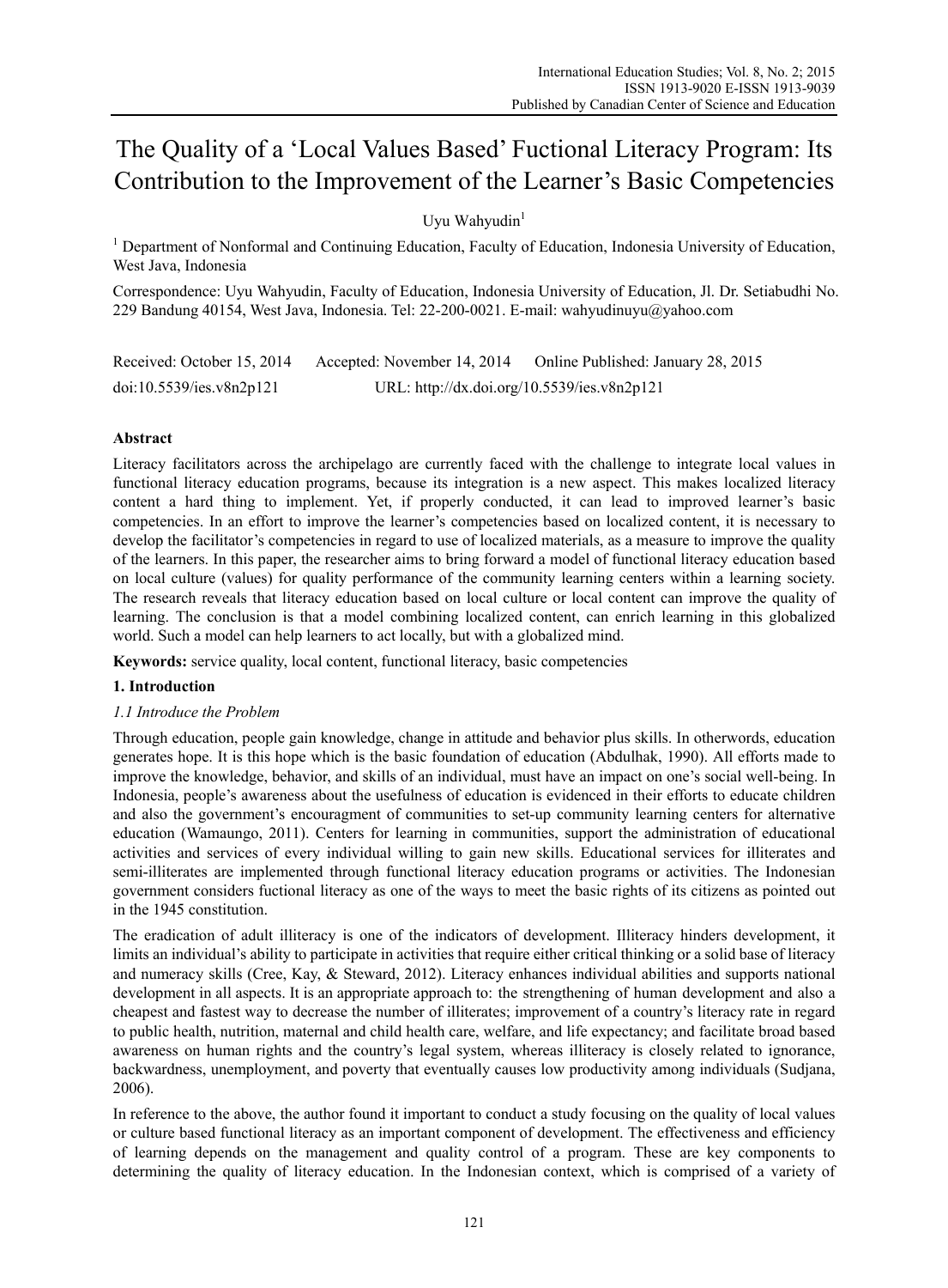# The Quality of a 'Local Values Based' Fuctional Literacy Program: Its Contribution to the Improvement of the Learner's Basic Competencies

Uyu Wahyudin[1]

[1] Department of Nonformal and Continuing Education, Faculty of Education, Indonesia University of Education, West Java, Indonesia

Correspondence: Uyu Wahyudin, Faculty of Education, Indonesia University of Education, Jl. Dr. Setiabudhi No. 229 Bandung 40154, West Java, Indonesia. Tel: 22-200-0021. E-mail: wahyudinuyu@yahoo.com

Received: October 15, 2014 Accepted: November 14, 2014 Online Published: January 28, 2015

doi:10.5539/ies.v8n2p121 URL: http://dx.doi.org/10.5539/ies.v8n2p121

## Abstract

Literacy facilitators across the archipelago are currently faced with the challenge to integrate local values in functional literacy education programs, because its integration is a new aspect. This makes localized literacy content a hard thing to implement. Yet, if properly conducted, it can lead to improved learner's basic competencies. In an effort to improve the learner's competencies based on localized content, it is necessary to develop the facilitator's competencies in regard to use of localized materials, as a measure to improve the quality of the learners. In this paper, the researcher aims to bring forward a model of functional literacy education based on local culture (values) for quality performance of the community learning centers within a learning society. The research reveals that literacy education based on local culture or local content can improve the quality of learning. The conclusion is that a model combining localized content, can enrich learning in this globalized world. Such a model can help learners to act locally, but with a globalized mind.

**Keywords:** service quality, local content, functional literacy, basic competencies

## 1. Introduction

### *1.1 Introduce the Problem*

Through education, people gain knowledge, change in attitude and behavior plus skills. In otherwords, education generates hope. It is this hope which is the basic foundation of education (Abdulhak, 1990). All efforts made to improve the knowledge, behavior, and skills of an individual, must have an impact on one's social well-being. In Indonesia, people's awareness about the usefulness of education is evidenced in their efforts to educate children and also the government's encouragment of communities to set-up community learning centers for alternative education (Wamaungo, 2011). Centers for learning in communities, support the administration of educational activities and services of every individual willing to gain new skills. Educational services for illiterates and semi-illiterates are implemented through functional literacy education programs or activities. The Indonesian government considers fuctional literacy as one of the ways to meet the basic rights of its citizens as pointed out in the 1945 constitution.

The eradication of adult illiteracy is one of the indicators of development. Illiteracy hinders development, it limits an individual's ability to participate in activities that require either critical thinking or a solid base of literacy and numeracy skills (Cree, Kay, & Steward, 2012). Literacy enhances individual abilities and supports national development in all aspects. It is an appropriate approach to: the strengthening of human development and also a cheapest and fastest way to decrease the number of illiterates; improvement of a country's literacy rate in regard to public health, nutrition, maternal and child health care, welfare, and life expectancy; and facilitate broad based awareness on human rights and the country's legal system, whereas illiteracy is closely related to ignorance, backwardness, unemployment, and poverty that eventually causes low productivity among individuals (Sudjana, 2006).

In reference to the above, the author found it important to conduct a study focusing on the quality of local values or culture based functional literacy as an important component of development. The effectiveness and efficiency of learning depends on the management and quality control of a program. These are key components to determining the quality of literacy education. In the Indonesian context, which is comprised of a variety of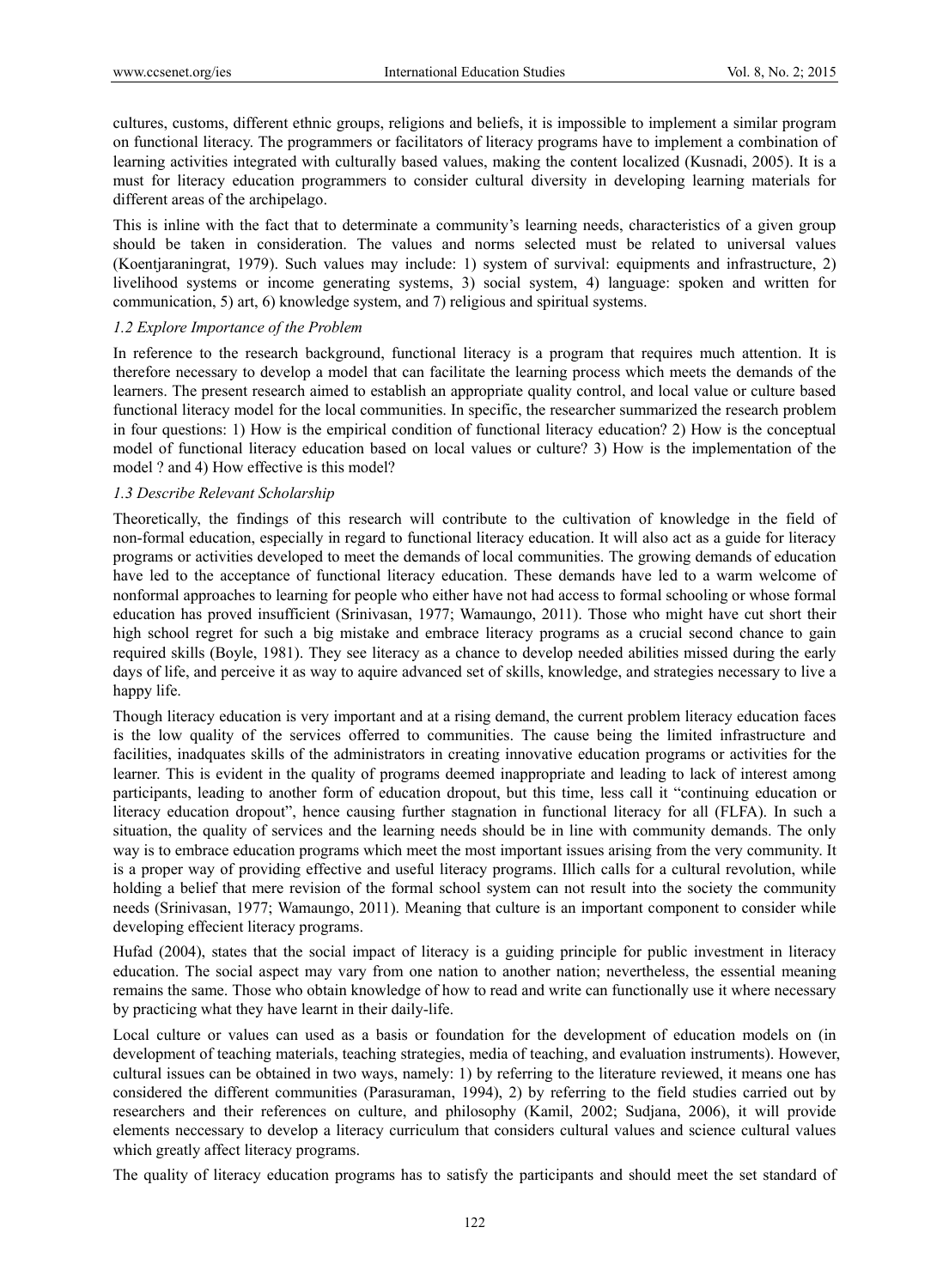cultures, customs, different ethnic groups, religions and beliefs, it is impossible to implement a similar program on functional literacy. The programmers or facilitators of literacy programs have to implement a combination of learning activities integrated with culturally based values, making the content localized (Kusnadi, 2005). It is a must for literacy education programmers to consider cultural diversity in developing learning materials for different areas of the archipelago.

This is inline with the fact that to determinate a community's learning needs, characteristics of a given group should be taken in consideration. The values and norms selected must be related to universal values (Koentjaraningrat, 1979). Such values may include: 1) system of survival: equipments and infrastructure, 2) livelihood systems or income generating systems, 3) social system, 4) language: spoken and written for communication, 5) art, 6) knowledge system, and 7) religious and spiritual systems.

### *1.2 Explore Importance of the Problem*

In reference to the research background, functional literacy is a program that requires much attention. It is therefore necessary to develop a model that can facilitate the learning process which meets the demands of the learners. The present research aimed to establish an appropriate quality control, and local value or culture based functional literacy model for the local communities. In specific, the researcher summarized the research problem in four questions: 1) How is the empirical condition of functional literacy education? 2) How is the conceptual model of functional literacy education based on local values or culture? 3) How is the implementation of the model ? and 4) How effective is this model?

### *1.3 Describe Relevant Scholarship*

Theoretically, the findings of this research will contribute to the cultivation of knowledge in the field of non-formal education, especially in regard to functional literacy education. It will also act as a guide for literacy programs or activities developed to meet the demands of local communities. The growing demands of education have led to the acceptance of functional literacy education. These demands have led to a warm welcome of nonformal approaches to learning for people who either have not had access to formal schooling or whose formal education has proved insufficient (Srinivasan, 1977; Wamaungo, 2011). Those who might have cut short their high school regret for such a big mistake and embrace literacy programs as a crucial second chance to gain required skills (Boyle, 1981). They see literacy as a chance to develop needed abilities missed during the early days of life, and perceive it as way to aquire advanced set of skills, knowledge, and strategies necessary to live a happy life.

Though literacy education is very important and at a rising demand, the current problem literacy education faces is the low quality of the services offerred to communities. The cause being the limited infrastructure and facilities, inadquates skills of the administrators in creating innovative education programs or activities for the learner. This is evident in the quality of programs deemed inappropriate and leading to lack of interest among participants, leading to another form of education dropout, but this time, less call it "continuing education or literacy education dropout", hence causing further stagnation in functional literacy for all (FLFA). In such a situation, the quality of services and the learning needs should be in line with community demands. The only way is to embrace education programs which meet the most important issues arising from the very community. It is a proper way of providing effective and useful literacy programs. Illich calls for a cultural revolution, while holding a belief that mere revision of the formal school system can not result into the society the community needs (Srinivasan, 1977; Wamaungo, 2011). Meaning that culture is an important component to consider while developing effecient literacy programs.

Hufad (2004), states that the social impact of literacy is a guiding principle for public investment in literacy education. The social aspect may vary from one nation to another nation; nevertheless, the essential meaning remains the same. Those who obtain knowledge of how to read and write can functionally use it where necessary by practicing what they have learnt in their daily-life.

Local culture or values can used as a basis or foundation for the development of education models on (in development of teaching materials, teaching strategies, media of teaching, and evaluation instruments). However, cultural issues can be obtained in two ways, namely: 1) by referring to the literature reviewed, it means one has considered the different communities (Parasuraman, 1994), 2) by referring to the field studies carried out by researchers and their references on culture, and philosophy (Kamil, 2002; Sudjana, 2006), it will provide elements neccessary to develop a literacy curriculum that considers cultural values and science cultural values which greatly affect literacy programs.

The quality of literacy education programs has to satisfy the participants and should meet the set standard of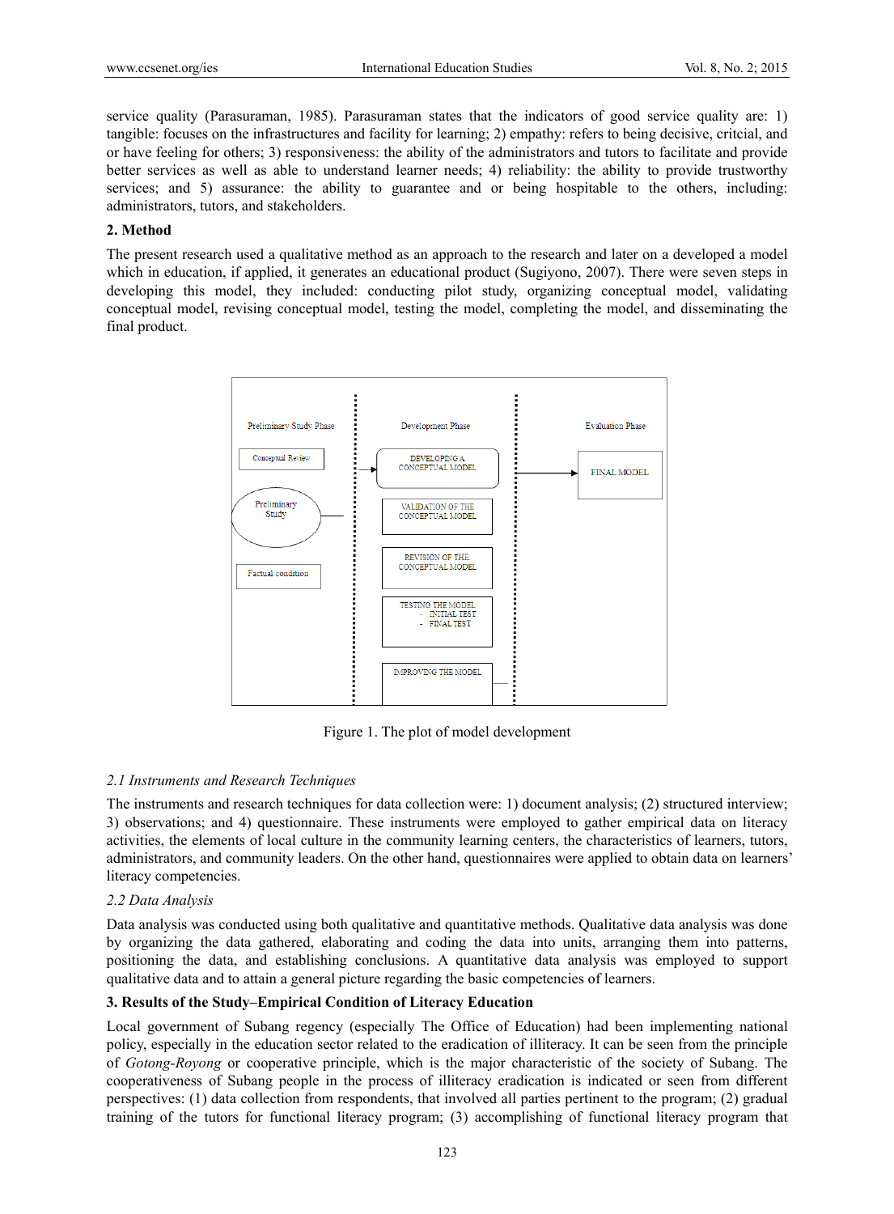service quality (Parasuraman, 1985). Parasuraman states that the indicators of good service quality are: 1) tangible: focuses on the infrastructures and facility for learning; 2) empathy: refers to being decisive, critcial, and or have feeling for others; 3) responsiveness: the ability of the administrators and tutors to facilitate and provide better services as well as able to understand learner needs; 4) reliability: the ability to provide trustworthy services; and 5) assurance: the ability to guarantee and or being hospitable to the others, including: administrators, tutors, and stakeholders.

## 2. Method

The present research used a qualitative method as an approach to the research and later on a developed a model which in education, if applied, it generates an educational product (Sugiyono, 2007). There were seven steps in developing this model, they included: conducting pilot study, organizing conceptual model, validating conceptual model, revising conceptual model, testing the model, completing the model, and disseminating the final product.

Preliminary Study Phase | Development Phase | Evaluation Phase

Conceptual Review

Preliminary Study

Factual condition

DEVELOPING A CONCEPTUAL MODEL

VALIDATION OF THE CONCEPTUAL MODEL

REVISION OF THE CONCEPTUAL MODEL

TESTING THE MODEL
- INITIAL TEST
- FINAL TEST

IMPROVING THE MODEL

FINAL MODEL

Figure 1. The plot of model development

### 2.1 Instruments and Research Techniques

The instruments and research techniques for data collection were: 1) document analysis; (2) structured interview; 3) observations; and 4) questionnaire. These instruments were employed to gather empirical data on literacy activities, the elements of local culture in the community learning centers, the characteristics of learners, tutors, administrators, and community leaders. On the other hand, questionnaires were applied to obtain data on learners' literacy competencies.

### 2.2 Data Analysis

Data analysis was conducted using both qualitative and quantitative methods. Qualitative data analysis was done by organizing the data gathered, elaborating and coding the data into units, arranging them into patterns, positioning the data, and establishing conclusions. A quantitative data analysis was employed to support qualitative data and to attain a general picture regarding the basic competencies of learners.

## 3. Results of the Study–Empirical Condition of Literacy Education

Local government of Subang regency (especially The Office of Education) had been implementing national policy, especially in the education sector related to the eradication of illiteracy. It can be seen from the principle of *Gotong-Royong* or cooperative principle, which is the major characteristic of the society of Subang. The cooperativeness of Subang people in the process of illiteracy eradication is indicated or seen from different perspectives: (1) data collection from respondents, that involved all parties pertinent to the program; (2) gradual training of the tutors for functional literacy program; (3) accomplishing of functional literacy program that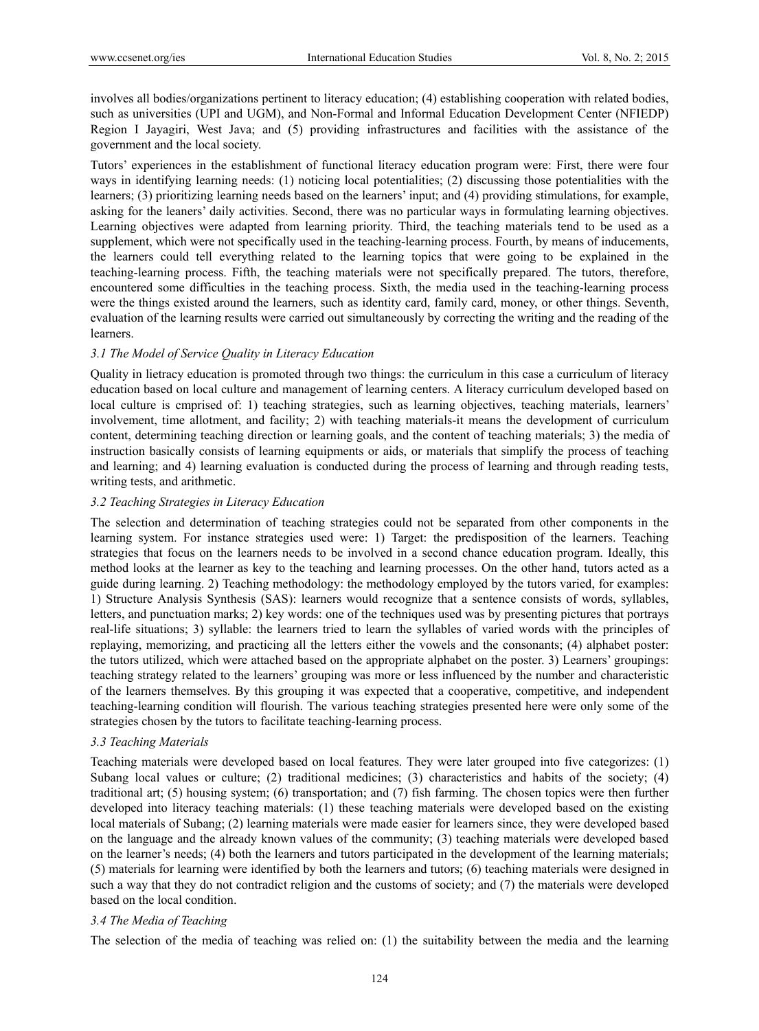involves all bodies/organizations pertinent to literacy education; (4) establishing cooperation with related bodies, such as universities (UPI and UGM), and Non-Formal and Informal Education Development Center (NFIEDP) Region I Jayagiri, West Java; and (5) providing infrastructures and facilities with the assistance of the government and the local society.

Tutors' experiences in the establishment of functional literacy education program were: First, there were four ways in identifying learning needs: (1) noticing local potentialities; (2) discussing those potentialities with the learners; (3) prioritizing learning needs based on the learners' input; and (4) providing stimulations, for example, asking for the leaners' daily activities. Second, there was no particular ways in formulating learning objectives. Learning objectives were adapted from learning priority. Third, the teaching materials tend to be used as a supplement, which were not specifically used in the teaching-learning process. Fourth, by means of inducements, the learners could tell everything related to the learning topics that were going to be explained in the teaching-learning process. Fifth, the teaching materials were not specifically prepared. The tutors, therefore, encountered some difficulties in the teaching process. Sixth, the media used in the teaching-learning process were the things existed around the learners, such as identity card, family card, money, or other things. Seventh, evaluation of the learning results were carried out simultaneously by correcting the writing and the reading of the learners.

### *3.1 The Model of Service Quality in Literacy Education*

Quality in lietracy education is promoted through two things: the curriculum in this case a curriculum of literacy education based on local culture and management of learning centers. A literacy curriculum developed based on local culture is cmprised of: 1) teaching strategies, such as learning objectives, teaching materials, learners' involvement, time allotment, and facility; 2) with teaching materials-it means the development of curriculum content, determining teaching direction or learning goals, and the content of teaching materials; 3) the media of instruction basically consists of learning equipments or aids, or materials that simplify the process of teaching and learning; and 4) learning evaluation is conducted during the process of learning and through reading tests, writing tests, and arithmetic.

### *3.2 Teaching Strategies in Literacy Education*

The selection and determination of teaching strategies could not be separated from other components in the learning system. For instance strategies used were: 1) Target: the predisposition of the learners. Teaching strategies that focus on the learners needs to be involved in a second chance education program. Ideally, this method looks at the learner as key to the teaching and learning processes. On the other hand, tutors acted as a guide during learning. 2) Teaching methodology: the methodology employed by the tutors varied, for examples: 1) Structure Analysis Synthesis (SAS): learners would recognize that a sentence consists of words, syllables, letters, and punctuation marks; 2) key words: one of the techniques used was by presenting pictures that portrays real-life situations; 3) syllable: the learners tried to learn the syllables of varied words with the principles of replaying, memorizing, and practicing all the letters either the vowels and the consonants; (4) alphabet poster: the tutors utilized, which were attached based on the appropriate alphabet on the poster. 3) Learners' groupings: teaching strategy related to the learners' grouping was more or less influenced by the number and characteristic of the learners themselves. By this grouping it was expected that a cooperative, competitive, and independent teaching-learning condition will flourish. The various teaching strategies presented here were only some of the strategies chosen by the tutors to facilitate teaching-learning process.

### *3.3 Teaching Materials*

Teaching materials were developed based on local features. They were later grouped into five categorizes: (1) Subang local values or culture; (2) traditional medicines; (3) characteristics and habits of the society; (4) traditional art; (5) housing system; (6) transportation; and (7) fish farming. The chosen topics were then further developed into literacy teaching materials: (1) these teaching materials were developed based on the existing local materials of Subang; (2) learning materials were made easier for learners since, they were developed based on the language and the already known values of the community; (3) teaching materials were developed based on the learner's needs; (4) both the learners and tutors participated in the development of the learning materials; (5) materials for learning were identified by both the learners and tutors; (6) teaching materials were designed in such a way that they do not contradict religion and the customs of society; and (7) the materials were developed based on the local condition.

### *3.4 The Media of Teaching*

The selection of the media of teaching was relied on: (1) the suitability between the media and the learning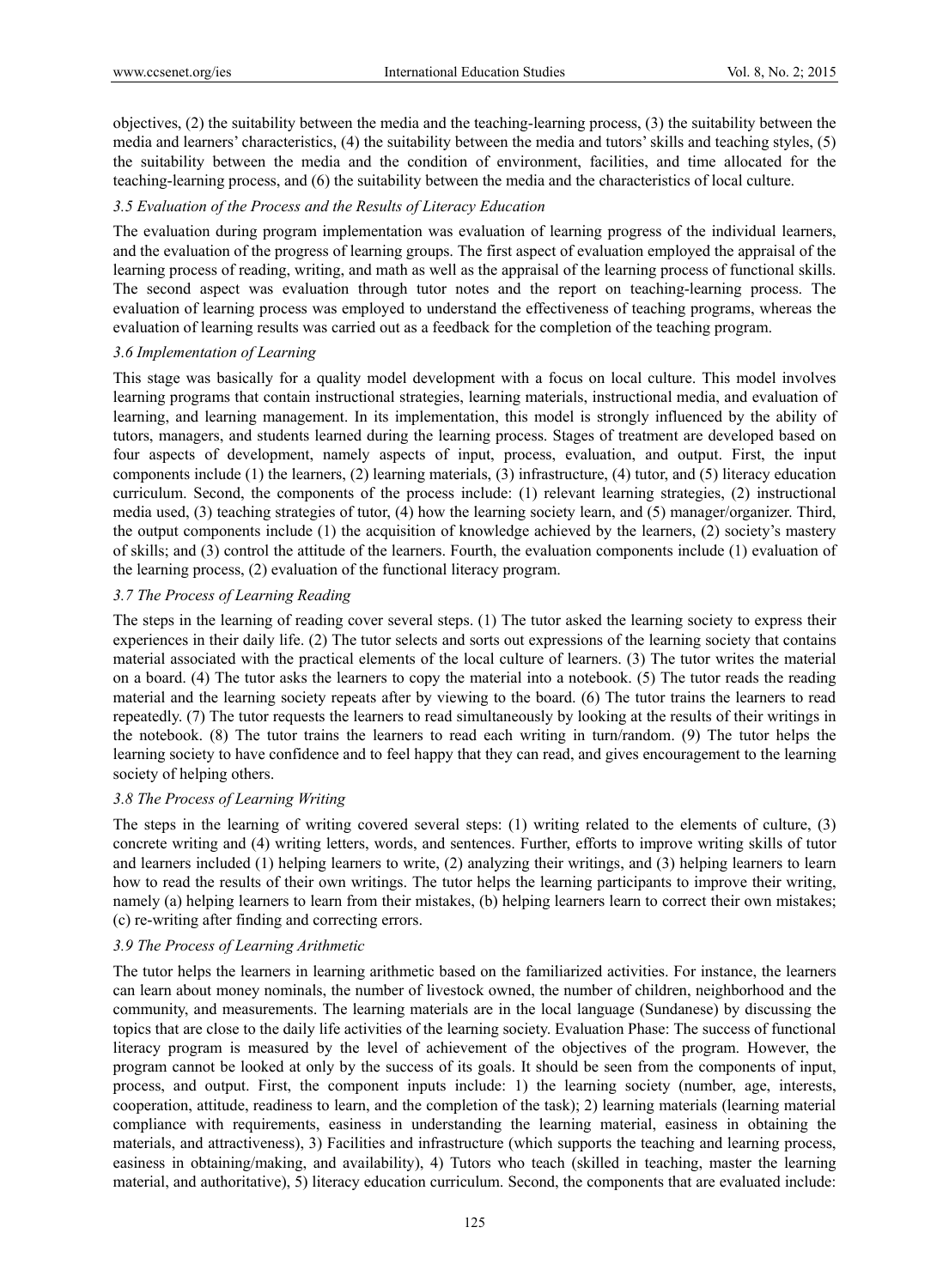objectives, (2) the suitability between the media and the teaching-learning process, (3) the suitability between the media and learners' characteristics, (4) the suitability between the media and tutors' skills and teaching styles, (5) the suitability between the media and the condition of environment, facilities, and time allocated for the teaching-learning process, and (6) the suitability between the media and the characteristics of local culture.

### *3.5 Evaluation of the Process and the Results of Literacy Education*

The evaluation during program implementation was evaluation of learning progress of the individual learners, and the evaluation of the progress of learning groups. The first aspect of evaluation employed the appraisal of the learning process of reading, writing, and math as well as the appraisal of the learning process of functional skills. The second aspect was evaluation through tutor notes and the report on teaching-learning process. The evaluation of learning process was employed to understand the effectiveness of teaching programs, whereas the evaluation of learning results was carried out as a feedback for the completion of the teaching program.

### *3.6 Implementation of Learning*

This stage was basically for a quality model development with a focus on local culture. This model involves learning programs that contain instructional strategies, learning materials, instructional media, and evaluation of learning, and learning management. In its implementation, this model is strongly influenced by the ability of tutors, managers, and students learned during the learning process. Stages of treatment are developed based on four aspects of development, namely aspects of input, process, evaluation, and output. First, the input components include (1) the learners, (2) learning materials, (3) infrastructure, (4) tutor, and (5) literacy education curriculum. Second, the components of the process include: (1) relevant learning strategies, (2) instructional media used, (3) teaching strategies of tutor, (4) how the learning society learn, and (5) manager/organizer. Third, the output components include (1) the acquisition of knowledge achieved by the learners, (2) society's mastery of skills; and (3) control the attitude of the learners. Fourth, the evaluation components include (1) evaluation of the learning process, (2) evaluation of the functional literacy program.

### *3.7 The Process of Learning Reading*

The steps in the learning of reading cover several steps. (1) The tutor asked the learning society to express their experiences in their daily life. (2) The tutor selects and sorts out expressions of the learning society that contains material associated with the practical elements of the local culture of learners. (3) The tutor writes the material on a board. (4) The tutor asks the learners to copy the material into a notebook. (5) The tutor reads the reading material and the learning society repeats after by viewing to the board. (6) The tutor trains the learners to read repeatedly. (7) The tutor requests the learners to read simultaneously by looking at the results of their writings in the notebook. (8) The tutor trains the learners to read each writing in turn/random. (9) The tutor helps the learning society to have confidence and to feel happy that they can read, and gives encouragement to the learning society of helping others.

### *3.8 The Process of Learning Writing*

The steps in the learning of writing covered several steps: (1) writing related to the elements of culture, (3) concrete writing and (4) writing letters, words, and sentences. Further, efforts to improve writing skills of tutor and learners included (1) helping learners to write, (2) analyzing their writings, and (3) helping learners to learn how to read the results of their own writings. The tutor helps the learning participants to improve their writing, namely (a) helping learners to learn from their mistakes, (b) helping learners learn to correct their own mistakes; (c) re-writing after finding and correcting errors.

### *3.9 The Process of Learning Arithmetic*

The tutor helps the learners in learning arithmetic based on the familiarized activities. For instance, the learners can learn about money nominals, the number of livestock owned, the number of children, neighborhood and the community, and measurements. The learning materials are in the local language (Sundanese) by discussing the topics that are close to the daily life activities of the learning society. Evaluation Phase: The success of functional literacy program is measured by the level of achievement of the objectives of the program. However, the program cannot be looked at only by the success of its goals. It should be seen from the components of input, process, and output. First, the component inputs include: 1) the learning society (number, age, interests, cooperation, attitude, readiness to learn, and the completion of the task); 2) learning materials (learning material compliance with requirements, easiness in understanding the learning material, easiness in obtaining the materials, and attractiveness), 3) Facilities and infrastructure (which supports the teaching and learning process, easiness in obtaining/making, and availability), 4) Tutors who teach (skilled in teaching, master the learning material, and authoritative), 5) literacy education curriculum. Second, the components that are evaluated include: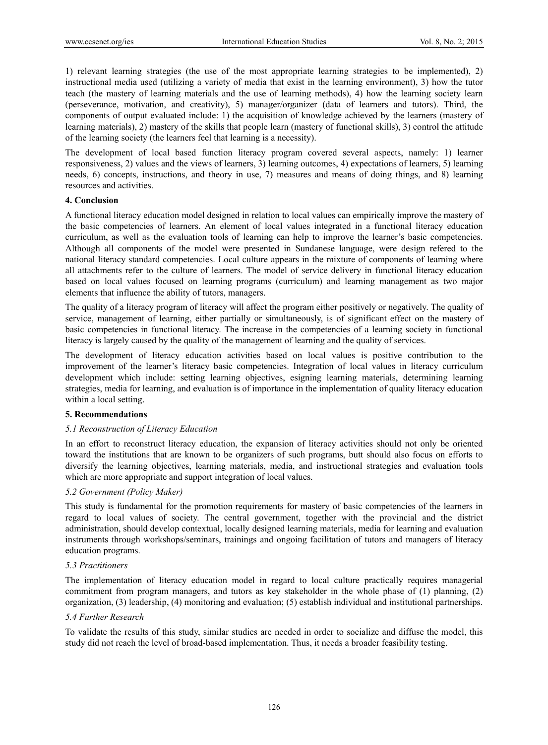1) relevant learning strategies (the use of the most appropriate learning strategies to be implemented), 2) instructional media used (utilizing a variety of media that exist in the learning environment), 3) how the tutor teach (the mastery of learning materials and the use of learning methods), 4) how the learning society learn (perseverance, motivation, and creativity), 5) manager/organizer (data of learners and tutors). Third, the components of output evaluated include: 1) the acquisition of knowledge achieved by the learners (mastery of learning materials), 2) mastery of the skills that people learn (mastery of functional skills), 3) control the attitude of the learning society (the learners feel that learning is a necessity).

The development of local based function literacy program covered several aspects, namely: 1) learner responsiveness, 2) values and the views of learners, 3) learning outcomes, 4) expectations of learners, 5) learning needs, 6) concepts, instructions, and theory in use, 7) measures and means of doing things, and 8) learning resources and activities.

## 4. Conclusion

A functional literacy education model designed in relation to local values can empirically improve the mastery of the basic competencies of learners. An element of local values integrated in a functional literacy education curriculum, as well as the evaluation tools of learning can help to improve the learner's basic competencies. Although all components of the model were presented in Sundanese language, were design refered to the national literacy standard competencies. Local culture appears in the mixture of components of learning where all attachments refer to the culture of learners. The model of service delivery in functional literacy education based on local values focused on learning programs (curriculum) and learning management as two major elements that influence the ability of tutors, managers.

The quality of a literacy program of literacy will affect the program either positively or negatively. The quality of service, management of learning, either partially or simultaneously, is of significant effect on the mastery of basic competencies in functional literacy. The increase in the competencies of a learning society in functional literacy is largely caused by the quality of the management of learning and the quality of services.

The development of literacy education activities based on local values is positive contribution to the improvement of the learner's literacy basic competencies. Integration of local values in literacy curriculum development which include: setting learning objectives, esigning learning materials, determining learning strategies, media for learning, and evaluation is of importance in the implementation of quality literacy education within a local setting.

## 5. Recommendations

### *5.1 Reconstruction of Literacy Education*

In an effort to reconstruct literacy education, the expansion of literacy activities should not only be oriented toward the institutions that are known to be organizers of such programs, butt should also focus on efforts to diversify the learning objectives, learning materials, media, and instructional strategies and evaluation tools which are more appropriate and support integration of local values.

### *5.2 Government (Policy Maker)*

This study is fundamental for the promotion requirements for mastery of basic competencies of the learners in regard to local values of society. The central government, together with the provincial and the district administration, should develop contextual, locally designed learning materials, media for learning and evaluation instruments through workshops/seminars, trainings and ongoing facilitation of tutors and managers of literacy education programs.

### *5.3 Practitioners*

The implementation of literacy education model in regard to local culture practically requires managerial commitment from program managers, and tutors as key stakeholder in the whole phase of (1) planning, (2) organization, (3) leadership, (4) monitoring and evaluation; (5) establish individual and institutional partnerships.

### *5.4 Further Research*

To validate the results of this study, similar studies are needed in order to socialize and diffuse the model, this study did not reach the level of broad-based implementation. Thus, it needs a broader feasibility testing.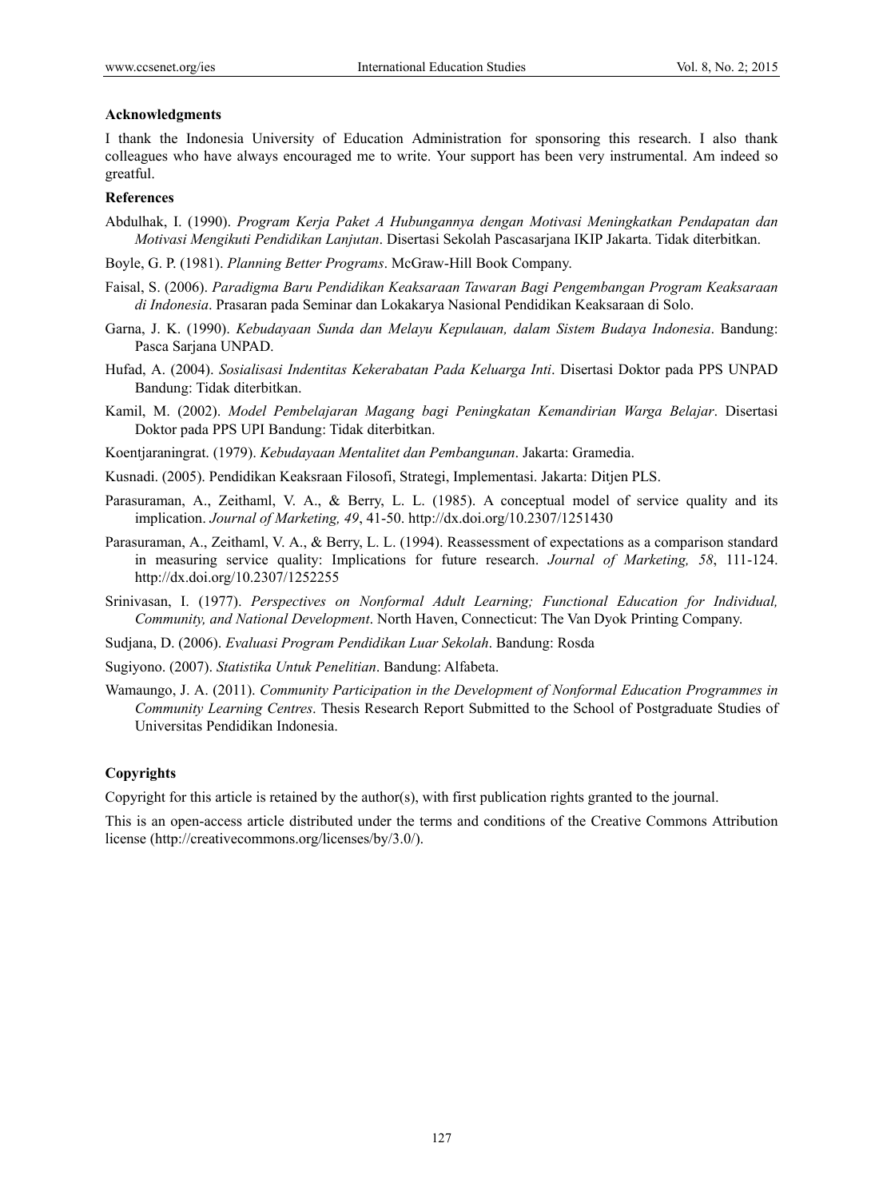### Acknowledgments

I thank the Indonesia University of Education Administration for sponsoring this research. I also thank colleagues who have always encouraged me to write. Your support has been very instrumental. Am indeed so greatful.

### References

Abdulhak, I. (1990). *Program Kerja Paket A Hubungannya dengan Motivasi Meningkatkan Pendapatan dan Motivasi Mengikuti Pendidikan Lanjutan*. Disertasi Sekolah Pascasarjana IKIP Jakarta. Tidak diterbitkan.

Boyle, G. P. (1981). *Planning Better Programs*. McGraw-Hill Book Company.

Faisal, S. (2006). *Paradigma Baru Pendidikan Keaksaraan Tawaran Bagi Pengembangan Program Keaksaraan di Indonesia*. Prasaran pada Seminar dan Lokakarya Nasional Pendidikan Keaksaraan di Solo.

Garna, J. K. (1990). *Kebudayaan Sunda dan Melayu Kepulauan, dalam Sistem Budaya Indonesia*. Bandung: Pasca Sarjana UNPAD.

Hufad, A. (2004). *Sosialisasi Indentitas Kekerabatan Pada Keluarga Inti*. Disertasi Doktor pada PPS UNPAD Bandung: Tidak diterbitkan.

Kamil, M. (2002). *Model Pembelajaran Magang bagi Peningkatan Kemandirian Warga Belajar*. Disertasi Doktor pada PPS UPI Bandung: Tidak diterbitkan.

Koentjaraningrat. (1979). *Kebudayaan Mentalitet dan Pembangunan*. Jakarta: Gramedia.

Kusnadi. (2005). Pendidikan Keaksraan Filosofi, Strategi, Implementasi. Jakarta: Ditjen PLS.

Parasuraman, A., Zeithaml, V. A., & Berry, L. L. (1985). A conceptual model of service quality and its implication. *Journal of Marketing, 49*, 41-50. http://dx.doi.org/10.2307/1251430

Parasuraman, A., Zeithaml, V. A., & Berry, L. L. (1994). Reassessment of expectations as a comparison standard in measuring service quality: Implications for future research. *Journal of Marketing, 58*, 111-124. http://dx.doi.org/10.2307/1252255

Srinivasan, I. (1977). *Perspectives on Nonformal Adult Learning; Functional Education for Individual, Community, and National Development*. North Haven, Connecticut: The Van Dyok Printing Company.

Sudjana, D. (2006). *Evaluasi Program Pendidikan Luar Sekolah*. Bandung: Rosda

Sugiyono. (2007). *Statistika Untuk Penelitian*. Bandung: Alfabeta.

Wamaungo, J. A. (2011). *Community Participation in the Development of Nonformal Education Programmes in Community Learning Centres*. Thesis Research Report Submitted to the School of Postgraduate Studies of Universitas Pendidikan Indonesia.

### Copyrights

Copyright for this article is retained by the author(s), with first publication rights granted to the journal.

This is an open-access article distributed under the terms and conditions of the Creative Commons Attribution license (http://creativecommons.org/licenses/by/3.0/).